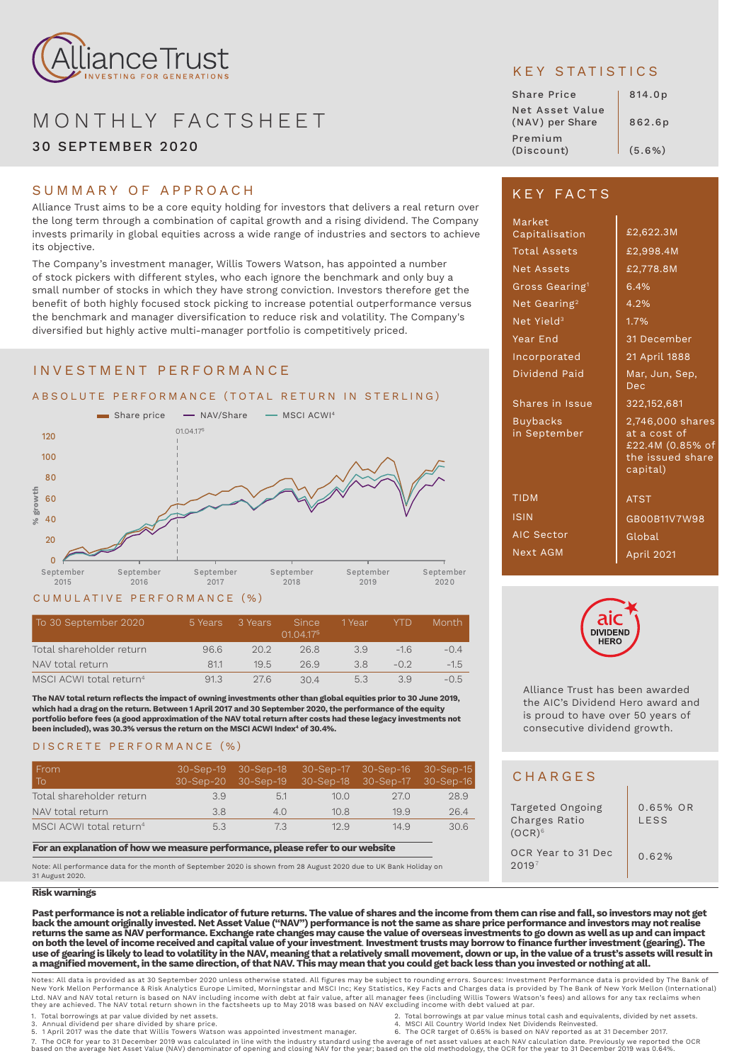# Alliance Trust

INVESTING FOR GENERATIONS

# MONTHLY FACTSHEET

## 30 SEPTEMBER 2020

## KEY STATISTICS

| | |
|---|---|
| Share Price | 814.0p |
| Net Asset Value (NAV) per Share | 862.6p |
| Premium (Discount) | (5.6%) |

## SUMMARY OF APPROACH

Alliance Trust aims to be a core equity holding for investors that delivers a real return over the long term through a combination of capital growth and a rising dividend. The Company invests primarily in global equities across a wide range of industries and sectors to achieve its objective.

The Company's investment manager, Willis Towers Watson, has appointed a number of stock pickers with different styles, who each ignore the benchmark and only buy a small number of stocks in which they have strong conviction. Investors therefore get the benefit of both highly focused stock picking to increase potential outperformance versus the benchmark and manager diversification to reduce risk and volatility. The Company's diversified but highly active multi-manager portfolio is competitively priced.

## KEY FACTS

| | |
|---|---|
| Market Capitalisation | £2,622.3M |
| Total Assets | £2,998.4M |
| Net Assets | £2,778.8M |
| Gross Gearing[1] | 6.4% |
| Net Gearing[2] | 4.2% |
| Net Yield[3] | 1.7% |
| Year End | 31 December |
| Incorporated | 21 April 1888 |
| Dividend Paid | Mar, Jun, Sep, Dec |
| Shares in Issue | 322,152,681 |
| Buybacks in September | 2,746,000 shares at a cost of £22.4M (0.85% of the issued share capital) |
| TIDM | ATST |
| ISIN | GB00B11V7W98 |
| AIC Sector | Global |
| Next AGM | April 2021 |

## INVESTMENT PERFORMANCE

### ABSOLUTE PERFORMANCE (TOTAL RETURN IN STERLING)

Share price — NAV/Share — MSCI ACWI[4]

01.04.17[5]

% growth: 0, 20, 40, 60, 80, 100, 120

September 2015 — September 2016 — September 2017 — September 2018 — September 2019 — September 2020

### CUMULATIVE PERFORMANCE (%)

| To 30 September 2020 | 5 Years | 3 Years | Since 01.04.17[5] | 1 Year | YTD | Month |
|---|---|---|---|---|---|---|
| Total shareholder return | 96.6 | 20.2 | 26.8 | 3.9 | -1.6 | -0.4 |
| NAV total return | 81.1 | 19.5 | 26.9 | 3.8 | -0.2 | -1.5 |
| MSCI ACWI total return[4] | 91.3 | 27.6 | 30.4 | 5.3 | 3.9 | -0.5 |

**The NAV total return reflects the impact of owning investments other than global equities prior to 30 June 2019, which had a drag on the return. Between 1 April 2017 and 30 September 2020, the performance of the equity portfolio before fees (a good approximation of the NAV total return after costs had these legacy investments not been included), was 30.3% versus the return on the MSCI ACWI Index[4] of 30.4%.**

### DISCRETE PERFORMANCE (%)

| From / To | 30-Sep-19 / 30-Sep-20 | 30-Sep-18 / 30-Sep-19 | 30-Sep-17 / 30-Sep-18 | 30-Sep-16 / 30-Sep-17 | 30-Sep-15 / 30-Sep-16 |
|---|---|---|---|---|---|
| Total shareholder return | 3.9 | 5.1 | 10.0 | 27.0 | 28.9 |
| NAV total return | 3.8 | 4.0 | 10.8 | 19.9 | 26.4 |
| MSCI ACWI total return[4] | 5.3 | 7.3 | 12.9 | 14.9 | 30.6 |

**For an explanation of how we measure performance, please refer to our website**

Note: All performance data for the month of September 2020 is shown from 28 August 2020 due to UK Bank Holiday on 31 August 2020.

aic DIVIDEND HERO

Alliance Trust has been awarded the AIC's Dividend Hero award and is proud to have over 50 years of consecutive dividend growth.

## CHARGES

| | |
|---|---|
| Targeted Ongoing Charges Ratio (OCR)[6] | 0.65% OR LESS |
| OCR Year to 31 Dec 2019[7] | 0.62% |

**Risk warnings**

**Past performance is not a reliable indicator of future returns. The value of shares and the income from them can rise and fall, so investors may not get back the amount originally invested. Net Asset Value ("NAV") performance is not the same as share price performance and investors may not realise returns the same as NAV performance. Exchange rate changes may cause the value of overseas investments to go down as well as up and can impact on both the level of income received and capital value of your investment. Investment trusts may borrow to finance further investment (gearing). The use of gearing is likely to lead to volatility in the NAV, meaning that a relatively small movement, down or up, in the value of a trust's assets will result in a magnified movement, in the same direction, of that NAV. This may mean that you could get back less than you invested or nothing at all.**

Notes: All data is provided as at 30 September 2020 unless otherwise stated. All figures may be subject to rounding errors. Sources: Investment Performance data is provided by The Bank of New York Mellon Performance & Risk Analytics Europe Limited, Morningstar and MSCI Inc; Key Statistics, Key Facts and Charges data is provided by The Bank of New York Mellon (International) Ltd. NAV and NAV total return is based on NAV including income with debt at fair value, after all manager fees (including Willis Towers Watson's fees) and allows for any tax reclaims when they are achieved. The NAV total return shown in the factsheets up to May 2018 was based on NAV excluding income with debt valued at par.

1. Total borrowings at par value divided by net assets.
2. Total borrowings at par value minus total cash and equivalents, divided by net assets.
3. Annual dividend per share divided by share price.
4. MSCI All Country World Index Net Dividends Reinvested.
5. 1 April 2017 was the date that Willis Towers Watson was appointed investment manager.
6. The OCR target of 0.65% is based on NAV reported as at 31 December 2017.
7. The OCR for year to 31 December 2019 was calculated in line with the industry standard using the average of net asset values at each NAV calculation date. Previously we reported the OCR based on the average Net Asset Value (NAV) denominator of opening and closing NAV for the year; based on the old methodology, the OCR for the year to 31 December 2019 was 0.64%.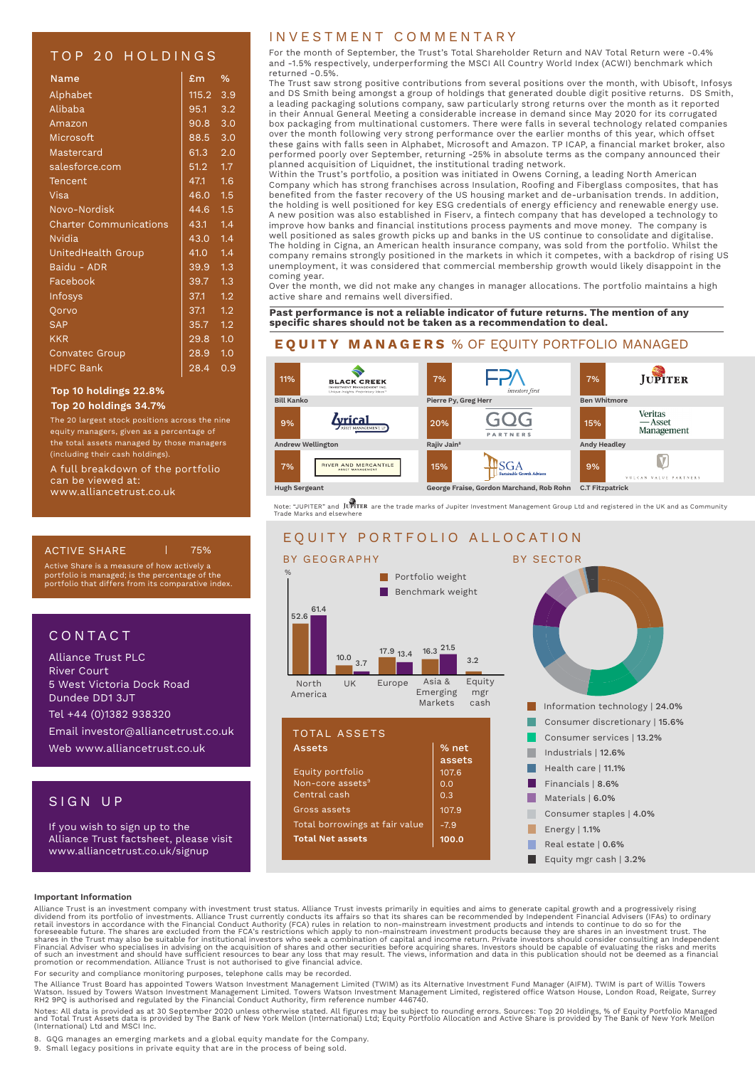## TOP 20 HOLDINGS

| Name | £m | % |
|---|---|---|
| Alphabet | 115.2 | 3.9 |
| Alibaba | 95.1 | 3.2 |
| Amazon | 90.8 | 3.0 |
| Microsoft | 88.5 | 3.0 |
| Mastercard | 61.3 | 2.0 |
| salesforce.com | 51.2 | 1.7 |
| Tencent | 47.1 | 1.6 |
| Visa | 46.0 | 1.5 |
| Novo-Nordisk | 44.6 | 1.5 |
| Charter Communications | 43.1 | 1.4 |
| Nvidia | 43.0 | 1.4 |
| UnitedHealth Group | 41.0 | 1.4 |
| Baidu - ADR | 39.9 | 1.3 |
| Facebook | 39.7 | 1.3 |
| Infosys | 37.1 | 1.2 |
| Qorvo | 37.1 | 1.2 |
| SAP | 35.7 | 1.2 |
| KKR | 29.8 | 1.0 |
| Convatec Group | 28.9 | 1.0 |
| HDFC Bank | 28.4 | 0.9 |

**Top 10 holdings 22.8%**

**Top 20 holdings 34.7%**

The 20 largest stock positions across the nine equity managers, given as a percentage of the total assets managed by those managers (including their cash holdings).

A full breakdown of the portfolio can be viewed at: www.alliancetrust.co.uk

## ACTIVE SHARE | 75%

Active Share is a measure of how actively a portfolio is managed; is the percentage of the portfolio that differs from its comparative index.

## CONTACT

Alliance Trust PLC
River Court
5 West Victoria Dock Road
Dundee DD1 3JT
Tel +44 (0)1382 938320
Email investor@alliancetrust.co.uk
Web www.alliancetrust.co.uk

## SIGN UP

If you wish to sign up to the Alliance Trust factsheet, please visit www.alliancetrust.co.uk/signup

## INVESTMENT COMMENTARY

For the month of September, the Trust's Total Shareholder Return and NAV Total Return were -0.4% and -1.5% respectively, underperforming the MSCI All Country World Index (ACWI) benchmark which returned -0.5%.

The Trust saw strong positive contributions from several positions over the month, with Ubisoft, Infosys and DS Smith being amongst a group of holdings that generated double digit positive returns. DS Smith, a leading packaging solutions company, saw particularly strong returns over the month as it reported in their Annual General Meeting a considerable increase in demand since May 2020 for its corrugated box packaging from multinational customers. There were falls in several technology related companies over the month following very strong performance over the earlier months of this year, which offset these gains with falls seen in Alphabet, Microsoft and Amazon. TP ICAP, a financial market broker, also performed poorly over September, returning -25% in absolute terms as the company announced their planned acquisition of Liquidnet, the institutional trading network.

Within the Trust's portfolio, a position was initiated in Owens Corning, a leading North American Company which has strong franchises across Insulation, Roofing and Fiberglass composites, that has benefited from the faster recovery of the US housing market and de-urbanisation trends. In addition, the holding is well positioned for key ESG credentials of energy efficiency and renewable energy use. A new position was also established in Fiserv, a fintech company that has developed a technology to improve how banks and financial institutions process payments and move money. The company is well positioned as sales growth picks up and banks in the US continue to consolidate and digitalise. The holding in Cigna, an American health insurance company, was sold from the portfolio. Whilst the company remains strongly positioned in the markets in which it competes, with a backdrop of rising US unemployment, it was considered that commercial membership growth would likely disappoint in the coming year.

Over the month, we did not make any changes in manager allocations. The portfolio maintains a high active share and remains well diversified.

**Past performance is not a reliable indicator of future returns. The mention of any specific shares should not be taken as a recommendation to deal.**

## EQUITY MANAGERS % OF EQUITY PORTFOLIO MANAGED

| % | Manager | Named persons |
|---|---|---|
| 11% | Black Creek | Bill Kanko |
| 7% | FPA | Pierre Py, Greg Herr |
| 7% | Jupiter | Ben Whitmore |
| 9% | Lyrical Asset Management | Andrew Wellington |
| 20% | GQG Partners | Rajiv Jain[8] |
| 15% | Veritas Asset Management | Andy Headley |
| 7% | River and Mercantile Asset Management | Hugh Sergeant |
| 15% | SGA Sustainable Growth Advisers | George Fraise, Gordon Marchand, Rob Rohn |
| 9% | Vulcan Value Partners | C.T Fitzpatrick |

Note: "JUPITER" and JUPITER are the trade marks of Jupiter Investment Management Group Ltd and registered in the UK and as Community Trade Marks and elsewhere

## EQUITY PORTFOLIO ALLOCATION

### BY GEOGRAPHY

%

Portfolio weight
Benchmark weight

North America 52.6 61.4
UK 10.0 3.7
Europe 17.9 13.4
Asia & Emerging Markets 16.3 21.5
Equity mgr cash 3.2

### BY SECTOR

Information technology | 24.0%
Consumer discretionary | 15.6%
Consumer services | 13.2%
Industrials | 12.6%
Health care | 11.1%
Financials | 8.6%
Materials | 6.0%
Consumer staples | 4.0%
Energy | 1.1%
Real estate | 0.6%
Equity mgr cash | 3.2%

### TOTAL ASSETS

| Assets | % net assets |
|---|---|
| Equity portfolio | 107.6 |
| Non-core assets[9] | 0.0 |
| Central cash | 0.3 |
| Gross assets | 107.9 |
| Total borrowings at fair value | -7.9 |
| **Total Net assets** | **100.0** |

**Important Information**

Alliance Trust is an investment company with investment trust status. Alliance Trust invests primarily in equities and aims to generate capital growth and a progressively rising dividend from its portfolio of investments. Alliance Trust currently conducts its affairs so that its shares can be recommended by Independent Financial Advisers (IFAs) to ordinary retail investors in accordance with the Financial Conduct Authority (FCA) rules in relation to non-mainstream investment products and intends to continue to do so for the foreseeable future. The shares are excluded from the FCA's restrictions which apply to non-mainstream investment products because they are shares in an investment trust. The shares in the Trust may also be suitable for institutional investors who seek a combination of capital and income return. Private investors should consider consulting an Independent Financial Adviser who specialises in advising on the acquisition of shares and other securities before acquiring shares. Investors should be capable of evaluating the risks and merits of such an investment and should have sufficient resources to bear any loss that may result. The views, information and data in this publication should not be deemed as a financial promotion or recommendation. Alliance Trust is not authorised to give financial advice.

For security and compliance monitoring purposes, telephone calls may be recorded.

The Alliance Trust Board has appointed Towers Watson Investment Management Limited (TWIM) as its Alternative Investment Fund Manager (AIFM). TWIM is part of Willis Towers Watson. Issued by Towers Watson Investment Management Limited. Towers Watson Investment Management Limited, registered office Watson House, London Road, Reigate, Surrey RH2 9PQ is authorised and regulated by the Financial Conduct Authority, firm reference number 446740.

Notes: All data is provided as at 30 September 2020 unless otherwise stated. All figures may be subject to rounding errors. Sources: Top 20 Holdings, % of Equity Portfolio Managed and Total Trust Assets data is provided by The Bank of New York Mellon (International) Ltd; Equity Portfolio Allocation and Active Share is provided by The Bank of New York Mellon (International) Ltd and MSCI Inc.

8. GQG manages an emerging markets and a global equity mandate for the Company.
9. Small legacy positions in private equity that are in the process of being sold.